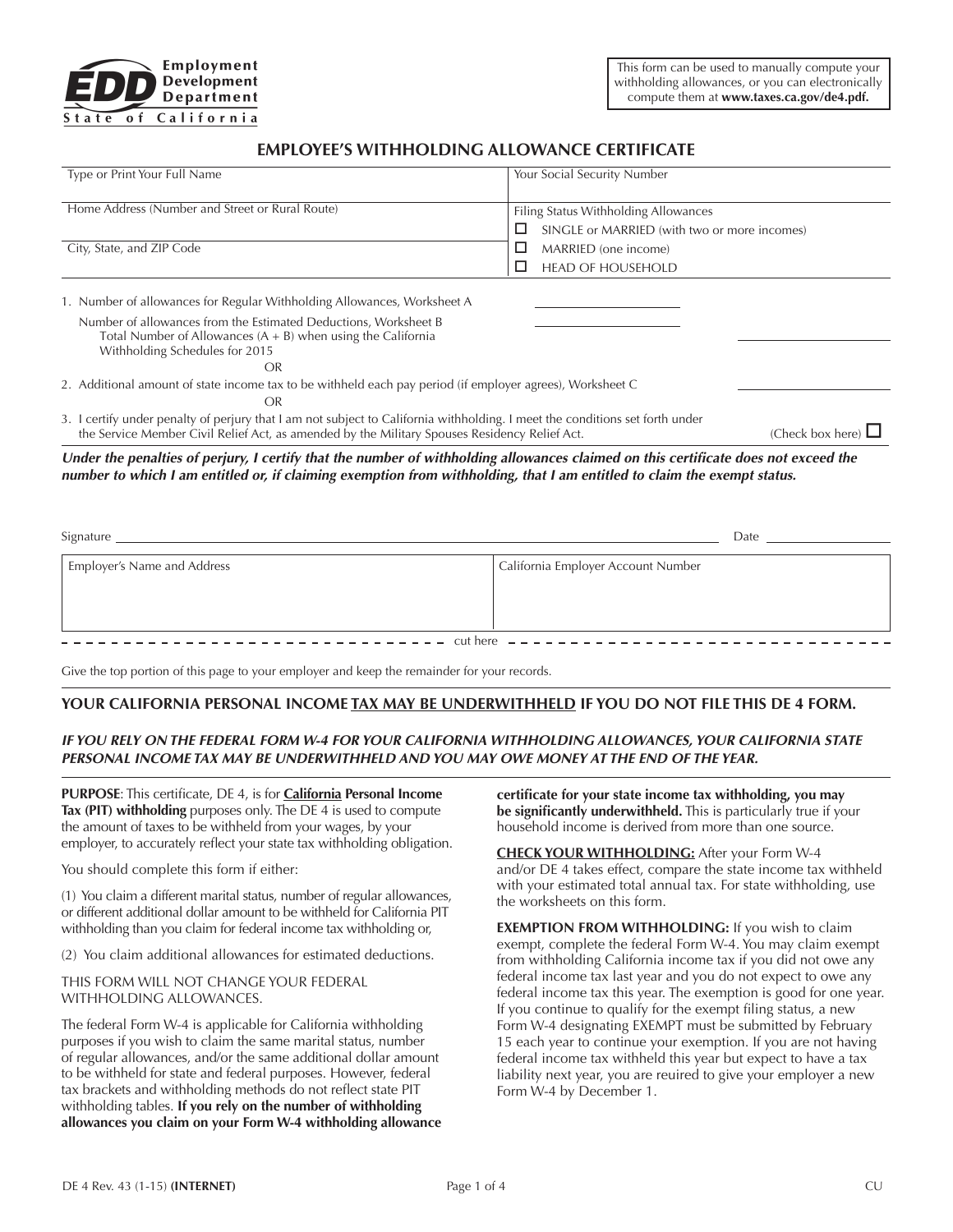**Employment Development Department**
**State of California**

This form can be used to manually compute your withholding allowances, or you can electronically compute them at **www.taxes.ca.gov/de4.pdf.**

## EMPLOYEE'S WITHHOLDING ALLOWANCE CERTIFICATE

| Type or Print Your Full Name | Your Social Security Number |
|---|---|
| Home Address (Number and Street or Rural Route) | Filing Status Withholding Allowances<br>☐ SINGLE or MARRIED (with two or more incomes) |
| City, State, and ZIP Code | ☐ MARRIED (one income)<br>☐ HEAD OF HOUSEHOLD |

1. Number of allowances for Regular Withholding Allowances, Worksheet A ____________
   Number of allowances from the Estimated Deductions, Worksheet B ____________
   Total Number of Allowances (A + B) when using the California Withholding Schedules for 2015 ____________
   OR
2. Additional amount of state income tax to be withheld each pay period (if employer agrees), Worksheet C ____________
   OR
3. I certify under penalty of perjury that I am not subject to California withholding. I meet the conditions set forth under the Service Member Civil Relief Act, as amended by the Military Spouses Residency Relief Act. (Check box here) ☐

***Under the penalties of perjury, I certify that the number of withholding allowances claimed on this certificate does not exceed the number to which I am entitled or, if claiming exemption from withholding, that I am entitled to claim the exempt status.***

Signature ________________________________________ Date ____________

| Employer's Name and Address | California Employer Account Number |
|---|---|
| | |

- - - - - - - - - - - - - - - - cut here - - - - - - - - - - - - - - - -

Give the top portion of this page to your employer and keep the remainder for your records.

### YOUR CALIFORNIA PERSONAL INCOME TAX MAY BE UNDERWITHHELD IF YOU DO NOT FILE THIS DE 4 FORM.

***IF YOU RELY ON THE FEDERAL FORM W-4 FOR YOUR CALIFORNIA WITHHOLDING ALLOWANCES, YOUR CALIFORNIA STATE PERSONAL INCOME TAX MAY BE UNDERWITHHELD AND YOU MAY OWE MONEY AT THE END OF THE YEAR.***

**PURPOSE**: This certificate, DE 4, is for **California Personal Income Tax (PIT) withholding** purposes only. The DE 4 is used to compute the amount of taxes to be withheld from your wages, by your employer, to accurately reflect your state tax withholding obligation.

You should complete this form if either:

(1) You claim a different marital status, number of regular allowances, or different additional dollar amount to be withheld for California PIT withholding than you claim for federal income tax withholding or,

(2) You claim additional allowances for estimated deductions.

THIS FORM WILL NOT CHANGE YOUR FEDERAL WITHHOLDING ALLOWANCES.

The federal Form W-4 is applicable for California withholding purposes if you wish to claim the same marital status, number of regular allowances, and/or the same additional dollar amount to be withheld for state and federal purposes. However, federal tax brackets and withholding methods do not reflect state PIT withholding tables. **If you rely on the number of withholding allowances you claim on your Form W-4 withholding allowance certificate for your state income tax withholding, you may be significantly underwithheld.** This is particularly true if your household income is derived from more than one source.

**CHECK YOUR WITHHOLDING:** After your Form W-4 and/or DE 4 takes effect, compare the state income tax withheld with your estimated total annual tax. For state withholding, use the worksheets on this form.

**EXEMPTION FROM WITHHOLDING:** If you wish to claim exempt, complete the federal Form W-4. You may claim exempt from withholding California income tax if you did not owe any federal income tax last year and you do not expect to owe any federal income tax this year. The exemption is good for one year. If you continue to qualify for the exempt filing status, a new Form W-4 designating EXEMPT must be submitted by February 15 each year to continue your exemption. If you are not having federal income tax withheld this year but expect to have a tax liability next year, you are reuired to give your employer a new Form W-4 by December 1.

DE 4 Rev. 43 (1-15) **(INTERNET)** CU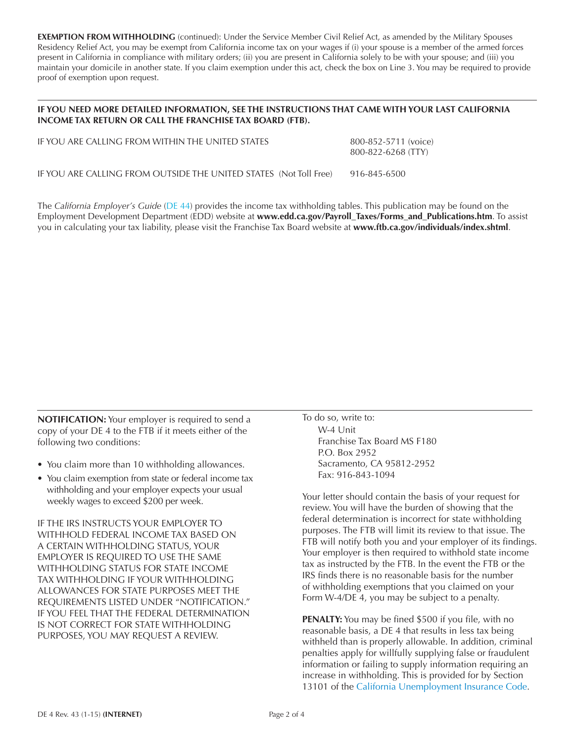**EXEMPTION FROM WITHHOLDING** (continued): Under the Service Member Civil Relief Act, as amended by the Military Spouses Residency Relief Act, you may be exempt from California income tax on your wages if (i) your spouse is a member of the armed forces present in California in compliance with military orders; (ii) you are present in California solely to be with your spouse; and (iii) you maintain your domicile in another state. If you claim exemption under this act, check the box on Line 3. You may be required to provide proof of exemption upon request.

---

**IF YOU NEED MORE DETAILED INFORMATION, SEE THE INSTRUCTIONS THAT CAME WITH YOUR LAST CALIFORNIA INCOME TAX RETURN OR CALL THE FRANCHISE TAX BOARD (FTB).**

| | |
|---|---|
| IF YOU ARE CALLING FROM WITHIN THE UNITED STATES | 800-852-5711 (voice)<br>800-822-6268 (TTY) |
| IF YOU ARE CALLING FROM OUTSIDE THE UNITED STATES (Not Toll Free) | 916-845-6500 |

The *California Employer's Guide* (DE 44) provides the income tax withholding tables. This publication may be found on the Employment Development Department (EDD) website at **www.edd.ca.gov/Payroll_Taxes/Forms_and_Publications.htm**. To assist you in calculating your tax liability, please visit the Franchise Tax Board website at **www.ftb.ca.gov/individuals/index.shtml**.

---

**NOTIFICATION:** Your employer is required to send a copy of your DE 4 to the FTB if it meets either of the following two conditions:

- You claim more than 10 withholding allowances.
- You claim exemption from state or federal income tax withholding and your employer expects your usual weekly wages to exceed $200 per week.

IF THE IRS INSTRUCTS YOUR EMPLOYER TO WITHHOLD FEDERAL INCOME TAX BASED ON A CERTAIN WITHHOLDING STATUS, YOUR EMPLOYER IS REQUIRED TO USE THE SAME WITHHOLDING STATUS FOR STATE INCOME TAX WITHHOLDING IF YOUR WITHHOLDING ALLOWANCES FOR STATE PURPOSES MEET THE REQUIREMENTS LISTED UNDER "NOTIFICATION." IF YOU FEEL THAT THE FEDERAL DETERMINATION IS NOT CORRECT FOR STATE WITHHOLDING PURPOSES, YOU MAY REQUEST A REVIEW.

To do so, write to:

W-4 Unit  
Franchise Tax Board MS F180  
P.O. Box 2952  
Sacramento, CA 95812-2952  
Fax: 916-843-1094

Your letter should contain the basis of your request for review. You will have the burden of showing that the federal determination is incorrect for state withholding purposes. The FTB will limit its review to that issue. The FTB will notify both you and your employer of its findings. Your employer is then required to withhold state income tax as instructed by the FTB. In the event the FTB or the IRS finds there is no reasonable basis for the number of withholding exemptions that you claimed on your Form W-4/DE 4, you may be subject to a penalty.

**PENALTY:** You may be fined $500 if you file, with no reasonable basis, a DE 4 that results in less tax being withheld than is properly allowable. In addition, criminal penalties apply for willfully supplying false or fraudulent information or failing to supply information requiring an increase in withholding. This is provided for by Section 13101 of the California Unemployment Insurance Code.

DE 4 Rev. 43 (1-15) **(INTERNET)**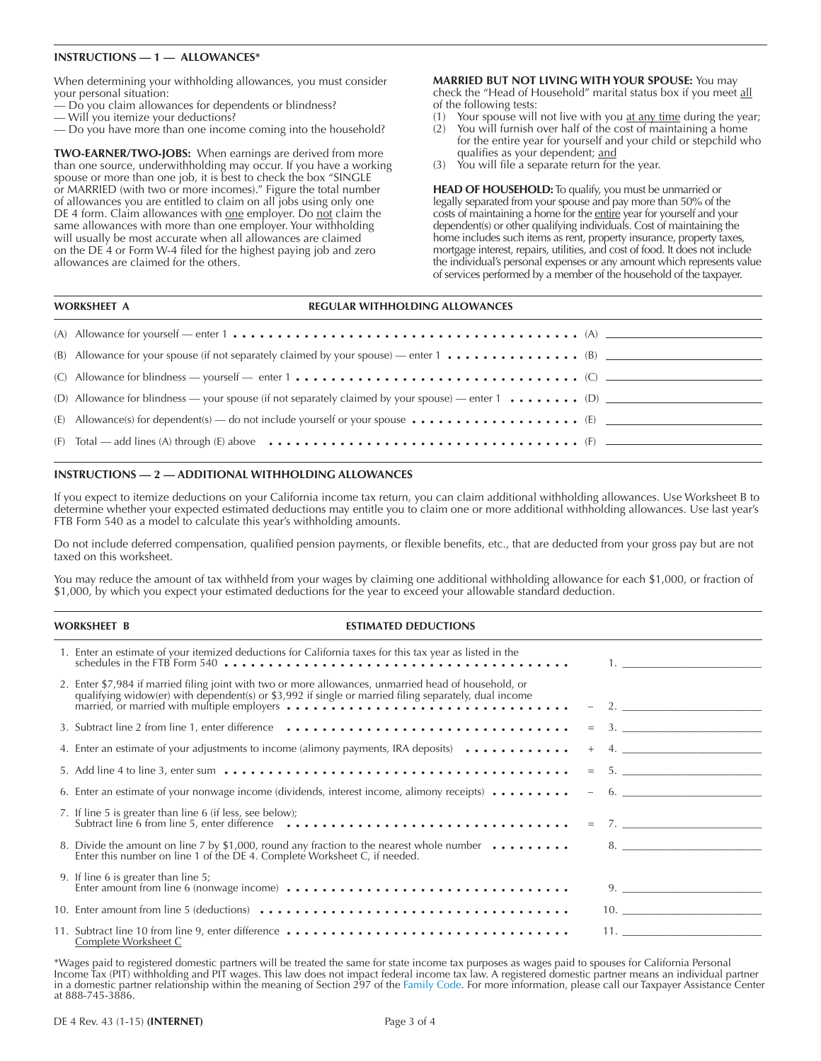## INSTRUCTIONS — 1 — ALLOWANCES*

When determining your withholding allowances, you must consider your personal situation:

— Do you claim allowances for dependents or blindness?
— Will you itemize your deductions?
— Do you have more than one income coming into the household?

**TWO-EARNER/TWO-JOBS:** When earnings are derived from more than one source, underwithholding may occur. If you have a working spouse or more than one job, it is best to check the box "SINGLE or MARRIED (with two or more incomes)." Figure the total number of allowances you are entitled to claim on all jobs using only one DE 4 form. Claim allowances with one employer. Do not claim the same allowances with more than one employer. Your withholding will usually be most accurate when all allowances are claimed on the DE 4 or Form W-4 filed for the highest paying job and zero allowances are claimed for the others.

**MARRIED BUT NOT LIVING WITH YOUR SPOUSE:** You may check the "Head of Household" marital status box if you meet all of the following tests:

(1) Your spouse will not live with you at any time during the year;
(2) You will furnish over half of the cost of maintaining a home for the entire year for yourself and your child or stepchild who qualifies as your dependent; and
(3) You will file a separate return for the year.

**HEAD OF HOUSEHOLD:** To qualify, you must be unmarried or legally separated from your spouse and pay more than 50% of the costs of maintaining a home for the entire year for yourself and your dependent(s) or other qualifying individuals. Cost of maintaining the home includes such items as rent, property insurance, property taxes, mortgage interest, repairs, utilities, and cost of food. It does not include the individual's personal expenses or any amount which represents value of services performed by a member of the household of the taxpayer.

## WORKSHEET A — REGULAR WITHHOLDING ALLOWANCES

| Line | Description | | Amount |
|---|---|---|---|
| (A) | Allowance for yourself — enter 1 | (A) | |
| (B) | Allowance for your spouse (if not separately claimed by your spouse) — enter 1 | (B) | |
| (C) | Allowance for blindness — yourself — enter 1 | (C) | |
| (D) | Allowance for blindness — your spouse (if not separately claimed by your spouse) — enter 1 | (D) | |
| (E) | Allowance(s) for dependent(s) — do not include yourself or your spouse | (E) | |
| (F) | Total — add lines (A) through (E) above | (F) | |

## INSTRUCTIONS — 2 — ADDITIONAL WITHHOLDING ALLOWANCES

If you expect to itemize deductions on your California income tax return, you can claim additional withholding allowances. Use Worksheet B to determine whether your expected estimated deductions may entitle you to claim one or more additional withholding allowances. Use last year's FTB Form 540 as a model to calculate this year's withholding amounts.

Do not include deferred compensation, qualified pension payments, or flexible benefits, etc., that are deducted from your gross pay but are not taxed on this worksheet.

You may reduce the amount of tax withheld from your wages by claiming one additional withholding allowance for each $1,000, or fraction of $1,000, by which you expect your estimated deductions for the year to exceed your allowable standard deduction.

## WORKSHEET B — ESTIMATED DEDUCTIONS

| Line | Description | Operation | Amount |
|---|---|---|---|
| 1. | Enter an estimate of your itemized deductions for California taxes for this tax year as listed in the schedules in the FTB Form 540 | | 1. |
| 2. | Enter $7,984 if married filing joint with two or more allowances, unmarried head of household, or qualifying widow(er) with dependent(s) or $3,992 if single or married filing separately, dual income married, or married with multiple employers | – | 2. |
| 3. | Subtract line 2 from line 1, enter difference | = | 3. |
| 4. | Enter an estimate of your adjustments to income (alimony payments, IRA deposits) | + | 4. |
| 5. | Add line 4 to line 3, enter sum | = | 5. |
| 6. | Enter an estimate of your nonwage income (dividends, interest income, alimony receipts) | – | 6. |
| 7. | If line 5 is greater than line 6 (if less, see below); Subtract line 6 from line 5, enter difference | = | 7. |
| 8. | Divide the amount on line 7 by $1,000, round any fraction to the nearest whole number. Enter this number on line 1 of the DE 4. Complete Worksheet C, if needed. | | 8. |
| 9. | If line 6 is greater than line 5; Enter amount from line 6 (nonwage income) | | 9. |
| 10. | Enter amount from line 5 (deductions) | | 10. |
| 11. | Subtract line 10 from line 9, enter difference. Complete Worksheet C | | 11. |

*Wages paid to registered domestic partners will be treated the same for state income tax purposes as wages paid to spouses for California Personal Income Tax (PIT) withholding and PIT wages. This law does not impact federal income tax law. A registered domestic partner means an individual partner in a domestic partner relationship within the meaning of Section 297 of the Family Code. For more information, please call our Taxpayer Assistance Center at 888-745-3886.

DE 4 Rev. 43 (1-15) **(INTERNET)**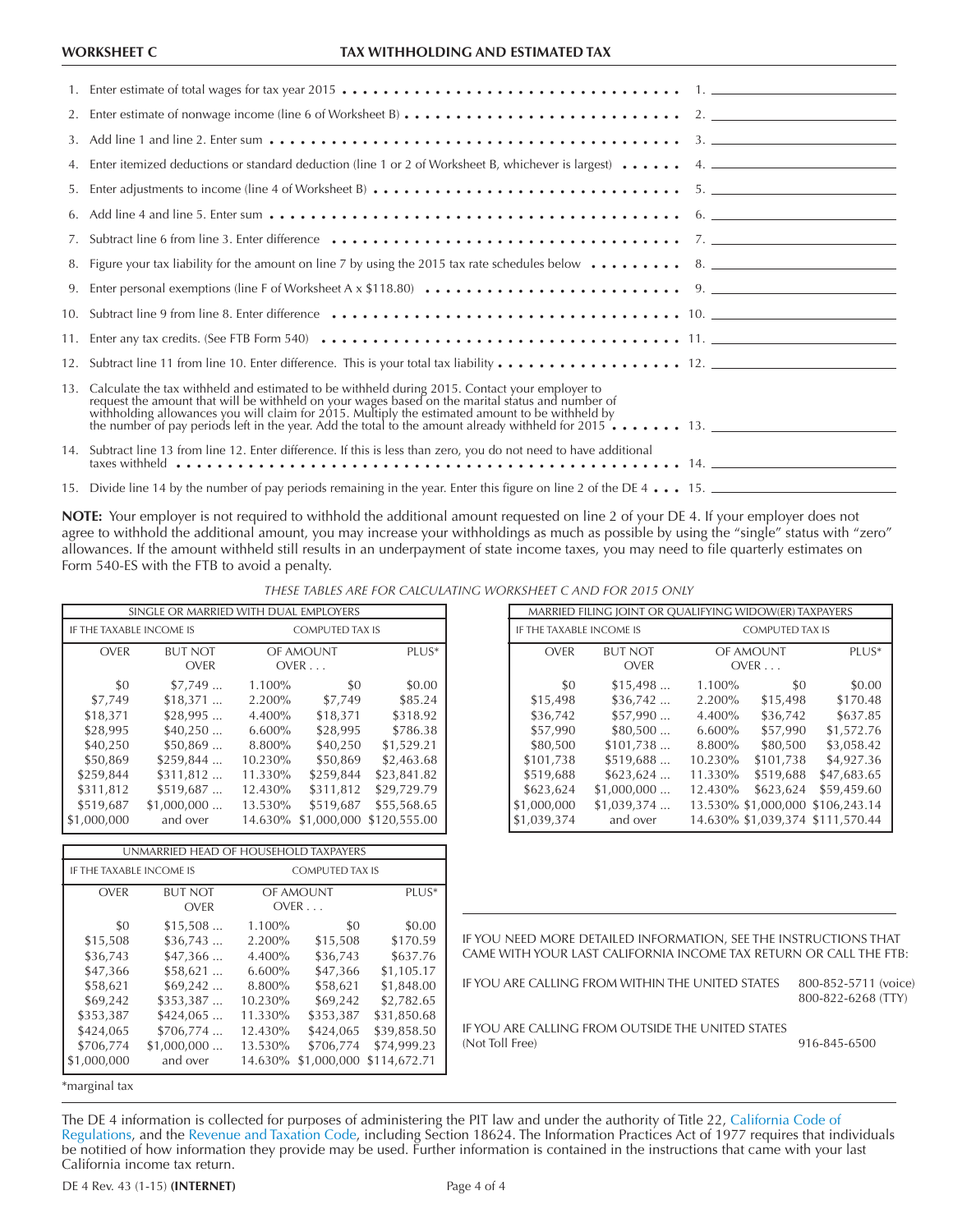**WORKSHEET C** **TAX WITHHOLDING AND ESTIMATED TAX**

1. Enter estimate of total wages for tax year 2015 . . . . . . . . . . . . . . . . . . . . . . . . . . . . . . . . 1. ______________
2. Enter estimate of nonwage income (line 6 of Worksheet B) . . . . . . . . . . . . . . . . . . . . . . . . . . 2. ______________
3. Add line 1 and line 2. Enter sum . . . . . . . . . . . . . . . . . . . . . . . . . . . . . . . . . . . . . . . . 3. ______________
4. Enter itemized deductions or standard deduction (line 1 or 2 of Worksheet B, whichever is largest) . . . . . . 4. ______________
5. Enter adjustments to income (line 4 of Worksheet B) . . . . . . . . . . . . . . . . . . . . . . . . . . . . 5. ______________
6. Add line 4 and line 5. Enter sum . . . . . . . . . . . . . . . . . . . . . . . . . . . . . . . . . . . . . . . . 6. ______________
7. Subtract line 6 from line 3. Enter difference . . . . . . . . . . . . . . . . . . . . . . . . . . . . . . . . 7. ______________
8. Figure your tax liability for the amount on line 7 by using the 2015 tax rate schedules below . . . . . . . . . 8. ______________
9. Enter personal exemptions (line F of Worksheet A x $118.80) . . . . . . . . . . . . . . . . . . . . . . . 9. ______________
10. Subtract line 9 from line 8. Enter difference . . . . . . . . . . . . . . . . . . . . . . . . . . . . . . . . 10. ______________
11. Enter any tax credits. (See FTB Form 540) . . . . . . . . . . . . . . . . . . . . . . . . . . . . . . . . . 11. ______________
12. Subtract line 11 from line 10. Enter difference. This is your total tax liability . . . . . . . . . . . . . . . . . 12. ______________
13. Calculate the tax withheld and estimated to be withheld during 2015. Contact your employer to request the amount that will be withheld on your wages based on the marital status and number of withholding allowances you will claim for 2015. Multiply the estimated amount to be withheld by the number of pay periods left in the year. Add the total to the amount already withheld for 2015 . . . . . . 13. ______________
14. Subtract line 13 from line 12. Enter difference. If this is less than zero, you do not need to have additional taxes withheld . . . . . . . . . . . . . . . . . . . . . . . . . . . . . . . . . . . . . . . . . . . . . . . . 14. ______________
15. Divide line 14 by the number of pay periods remaining in the year. Enter this figure on line 2 of the DE 4 . . . 15. ______________

**NOTE:** Your employer is not required to withhold the additional amount requested on line 2 of your DE 4. If your employer does not agree to withhold the additional amount, you may increase your withholdings as much as possible by using the "single" status with "zero" allowances. If the amount withheld still results in an underpayment of state income taxes, you may need to file quarterly estimates on Form 540-ES with the FTB to avoid a penalty.

*THESE TABLES ARE FOR CALCULATING WORKSHEET C AND FOR 2015 ONLY*

SINGLE OR MARRIED WITH DUAL EMPLOYERS

| IF THE TAXABLE INCOME IS | | COMPUTED TAX IS | | |
|---|---|---|---|---|
| OVER | BUT NOT OVER | OF AMOUNT OVER . . . | | PLUS* |
| $0 | $7,749 ... | 1.100% | $0 | $0.00 |
| $7,749 | $18,371 ... | 2.200% | $7,749 | $85.24 |
| $18,371 | $28,995 ... | 4.400% | $18,371 | $318.92 |
| $28,995 | $40,250 ... | 6.600% | $28,995 | $786.38 |
| $40,250 | $50,869 ... | 8.800% | $40,250 | $1,529.21 |
| $50,869 | $259,844 ... | 10.230% | $50,869 | $2,463.68 |
| $259,844 | $311,812 ... | 11.330% | $259,844 | $23,841.82 |
| $311,812 | $519,687 ... | 12.430% | $311,812 | $29,729.79 |
| $519,687 | $1,000,000 ... | 13.530% | $519,687 | $55,568.65 |
| $1,000,000 | and over | 14.630% | $1,000,000 | $120,555.00 |

MARRIED FILING JOINT OR QUALIFYING WIDOW(ER) TAXPAYERS

| IF THE TAXABLE INCOME IS | | COMPUTED TAX IS | | |
|---|---|---|---|---|
| OVER | BUT NOT OVER | OF AMOUNT OVER . . . | | PLUS* |
| $0 | $15,498 ... | 1.100% | $0 | $0.00 |
| $15,498 | $36,742 ... | 2.200% | $15,498 | $170.48 |
| $36,742 | $57,990 ... | 4.400% | $36,742 | $637.85 |
| $57,990 | $80,500 ... | 6.600% | $57,990 | $1,572.76 |
| $80,500 | $101,738 ... | 8.800% | $80,500 | $3,058.42 |
| $101,738 | $519,688 ... | 10.230% | $101,738 | $4,927.36 |
| $519,688 | $623,624 ... | 11.330% | $519,688 | $47,683.65 |
| $623,624 | $1,000,000 ... | 12.430% | $623,624 | $59,459.60 |
| $1,000,000 | $1,039,374 ... | 13.530% | $1,000,000 | $106,243.14 |
| $1,039,374 | and over | 14.630% | $1,039,374 | $111,570.44 |

UNMARRIED HEAD OF HOUSEHOLD TAXPAYERS

| IF THE TAXABLE INCOME IS | | COMPUTED TAX IS | | |
|---|---|---|---|---|
| OVER | BUT NOT OVER | OF AMOUNT OVER . . . | | PLUS* |
| $0 | $15,508 ... | 1.100% | $0 | $0.00 |
| $15,508 | $36,743 ... | 2.200% | $15,508 | $170.59 |
| $36,743 | $47,366 ... | 4.400% | $36,743 | $637.76 |
| $47,366 | $58,621 ... | 6.600% | $47,366 | $1,105.17 |
| $58,621 | $69,242 ... | 8.800% | $58,621 | $1,848.00 |
| $69,242 | $353,387 ... | 10.230% | $69,242 | $2,782.65 |
| $353,387 | $424,065 ... | 11.330% | $353,387 | $31,850.68 |
| $424,065 | $706,774 ... | 12.430% | $424,065 | $39,858.50 |
| $706,774 | $1,000,000 ... | 13.530% | $706,774 | $74,999.23 |
| $1,000,000 | and over | 14.630% | $1,000,000 | $114,672.71 |

*marginal tax

IF YOU NEED MORE DETAILED INFORMATION, SEE THE INSTRUCTIONS THAT CAME WITH YOUR LAST CALIFORNIA INCOME TAX RETURN OR CALL THE FTB:

IF YOU ARE CALLING FROM WITHIN THE UNITED STATES 800-852-5711 (voice) 800-822-6268 (TTY)

IF YOU ARE CALLING FROM OUTSIDE THE UNITED STATES (Not Toll Free) 916-845-6500

The DE 4 information is collected for purposes of administering the PIT law and under the authority of Title 22, California Code of Regulations, and the Revenue and Taxation Code, including Section 18624. The Information Practices Act of 1977 requires that individuals be notified of how information they provide may be used. Further information is contained in the instructions that came with your last California income tax return.

DE 4 Rev. 43 (1-15) **(INTERNET)**